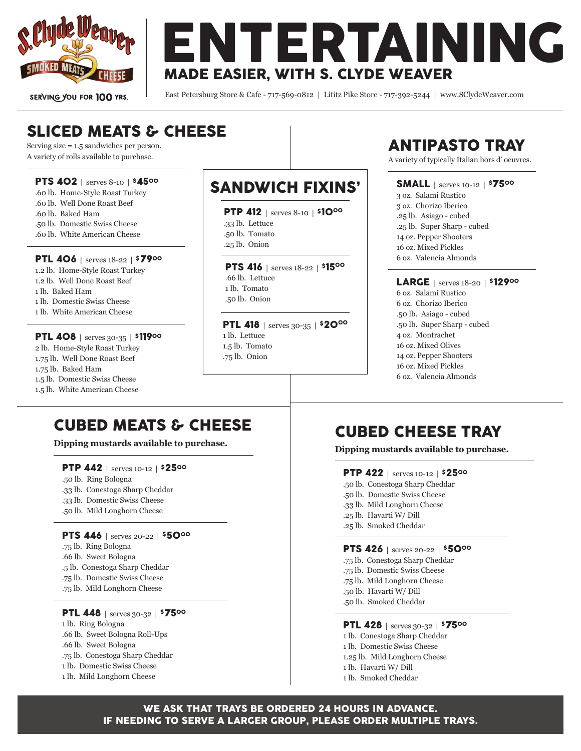S. Clyde Weaver
SMOKED MEATS · CHEESE
SERVING YOU FOR 100 YRS.

# ENTERTAINING

## MADE EASIER, WITH S. CLYDE WEAVER

East Petersburg Store & Cafe - 717-569-0812 | Lititz Pike Store - 717-392-5244 | www.SClydeWeaver.com

## SLICED MEATS & CHEESE

Serving size = 1.5 sandwiches per person.
A variety of rolls available to purchase.

**PTS 402** | serves 8-10 | $45⁰⁰

.60 lb. Home-Style Roast Turkey
.60 lb. Well Done Roast Beef
.60 lb. Baked Ham
.50 lb. Domestic Swiss Cheese
.60 lb. White American Cheese

**PTL 406** | serves 18-22 | $79⁰⁰

1.2 lb. Home-Style Roast Turkey
1.2 lb. Well Done Roast Beef
1 lb. Baked Ham
1 lb. Domestic Swiss Cheese
1 lb. White American Cheese

**PTL 408** | serves 30-35 | $119⁰⁰

2 lb. Home-Style Roast Turkey
1.75 lb. Well Done Roast Beef
1.75 lb. Baked Ham
1.5 lb. Domestic Swiss Cheese
1.5 lb. White American Cheese

## SANDWICH FIXINS'

**PTP 412** | serves 8-10 | $10⁰⁰

.33 lb. Lettuce
.50 lb. Tomato
.25 lb. Onion

**PTS 416** | serves 18-22 | $15⁰⁰

.66 lb. Lettuce
1 lb. Tomato
.50 lb. Onion

**PTL 418** | serves 30-35 | $20⁰⁰

1 lb. Lettuce
1.5 lb. Tomato
.75 lb. Onion

## ANTIPASTO TRAY

A variety of typically Italian hors d' oeuvres.

**SMALL** | serves 10-12 | $75⁰⁰

3 oz. Salami Rustico
3 oz. Chorizo Iberico
.25 lb. Asiago - cubed
.25 lb. Super Sharp - cubed
14 oz. Pepper Shooters
16 oz. Mixed Pickles
6 oz. Valencia Almonds

**LARGE** | serves 18-20 | $129⁰⁰

6 oz. Salami Rustico
6 oz. Chorizo Iberico
.50 lb. Asiago - cubed
.50 lb. Super Sharp - cubed
4 oz. Montrachet
16 oz. Mixed Olives
14 oz. Pepper Shooters
16 oz. Mixed Pickles
6 oz. Valencia Almonds

## CUBED MEATS & CHEESE

**Dipping mustards available to purchase.**

**PTP 442** | serves 10-12 | $25⁰⁰

.50 lb. Ring Bologna
.33 lb. Conestoga Sharp Cheddar
.33 lb. Domestic Swiss Cheese
.50 lb. Mild Longhorn Cheese

**PTS 446** | serves 20-22 | $50⁰⁰

.75 lb. Ring Bologna
.66 lb. Sweet Bologna
.5 lb. Conestoga Sharp Cheddar
.75 lb. Domestic Swiss Cheese
.75 lb. Mild Longhorn Cheese

**PTL 448** | serves 30-32 | $75⁰⁰

1 lb. Ring Bologna
.66 lb. Sweet Bologna Roll-Ups
.66 lb. Sweet Bologna
.75 lb. Conestoga Sharp Cheddar
1 lb. Domestic Swiss Cheese
1 lb. Mild Longhorn Cheese

## CUBED CHEESE TRAY

**Dipping mustards available to purchase.**

**PTP 422** | serves 10-12 | $25⁰⁰

.50 lb. Conestoga Sharp Cheddar
.50 lb. Domestic Swiss Cheese
.33 lb. Mild Longhorn Cheese
.25 lb. Havarti W/ Dill
.25 lb. Smoked Cheddar

**PTS 426** | serves 20-22 | $50⁰⁰

.75 lb. Conestoga Sharp Cheddar
.75 lb. Domestic Swiss Cheese
.75 lb. Mild Longhorn Cheese
.50 lb. Havarti W/ Dill
.50 lb. Smoked Cheddar

**PTL 428** | serves 30-32 | $75⁰⁰

1 lb. Conestoga Sharp Cheddar
1 lb. Domestic Swiss Cheese
1.25 lb. Mild Longhorn Cheese
1 lb. Havarti W/ Dill
1 lb. Smoked Cheddar

**WE ASK THAT TRAYS BE ORDERED 24 HOURS IN ADVANCE.
IF NEEDING TO SERVE A LARGER GROUP, PLEASE ORDER MULTIPLE TRAYS.**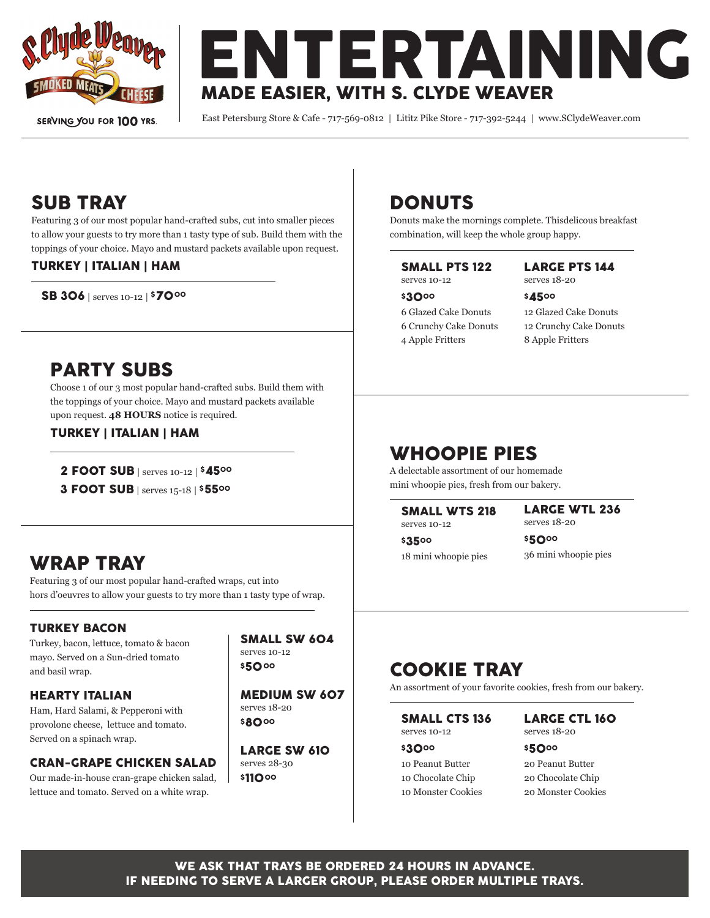S. Clyde Weaver SMOKED MEATS CHEESE

SERVING YOU FOR 100 YRS.

# ENTERTAINING

## MADE EASIER, WITH S. CLYDE WEAVER

East Petersburg Store & Cafe - 717-569-0812 | Lititz Pike Store - 717-392-5244 | www.SClydeWeaver.com

## SUB TRAY

Featuring 3 of our most popular hand-crafted subs, cut into smaller pieces to allow your guests to try more than 1 tasty type of sub. Build them with the toppings of your choice. Mayo and mustard packets available upon request.

**TURKEY | ITALIAN | HAM**

**SB 306** | serves 10-12 | **$70.00**

## PARTY SUBS

Choose 1 of our 3 most popular hand-crafted subs. Build them with the toppings of your choice. Mayo and mustard packets available upon request. **48 HOURS** notice is required.

**TURKEY | ITALIAN | HAM**

**2 FOOT SUB** | serves 10-12 | **$45.00**

**3 FOOT SUB** | serves 15-18 | **$55.00**

## WRAP TRAY

Featuring 3 of our most popular hand-crafted wraps, cut into hors d'oeuvres to allow your guests to try more than 1 tasty type of wrap.

### TURKEY BACON

Turkey, bacon, lettuce, tomato & bacon mayo. Served on a Sun-dried tomato and basil wrap.

### HEARTY ITALIAN

Ham, Hard Salami, & Pepperoni with provolone cheese, lettuce and tomato. Served on a spinach wrap.

### CRAN-GRAPE CHICKEN SALAD

Our made-in-house cran-grape chicken salad, lettuce and tomato. Served on a white wrap.

**SMALL SW 604**
serves 10-12
**$50.00**

**MEDIUM SW 607**
serves 18-20
**$80.00**

**LARGE SW 610**
serves 28-30
**$110.00**

## DONUTS

Donuts make the mornings complete. Thisdelicous breakfast combination, will keep the whole group happy.

**SMALL PTS 122**
serves 10-12
**$30.00**
6 Glazed Cake Donuts
6 Crunchy Cake Donuts
4 Apple Fritters

**LARGE PTS 144**
serves 18-20
**$45.00**
12 Glazed Cake Donuts
12 Crunchy Cake Donuts
8 Apple Fritters

## WHOOPIE PIES

A delectable assortment of our homemade mini whoopie pies, fresh from our bakery.

**SMALL WTS 218**
serves 10-12
**$35.00**
18 mini whoopie pies

**LARGE WTL 236**
serves 18-20
**$50.00**
36 mini whoopie pies

## COOKIE TRAY

An assortment of your favorite cookies, fresh from our bakery.

**SMALL CTS 136**
serves 10-12
**$30.00**
10 Peanut Butter
10 Chocolate Chip
10 Monster Cookies

**LARGE CTL 160**
serves 18-20
**$50.00**
20 Peanut Butter
20 Chocolate Chip
20 Monster Cookies

**WE ASK THAT TRAYS BE ORDERED 24 HOURS IN ADVANCE.
IF NEEDING TO SERVE A LARGER GROUP, PLEASE ORDER MULTIPLE TRAYS.**